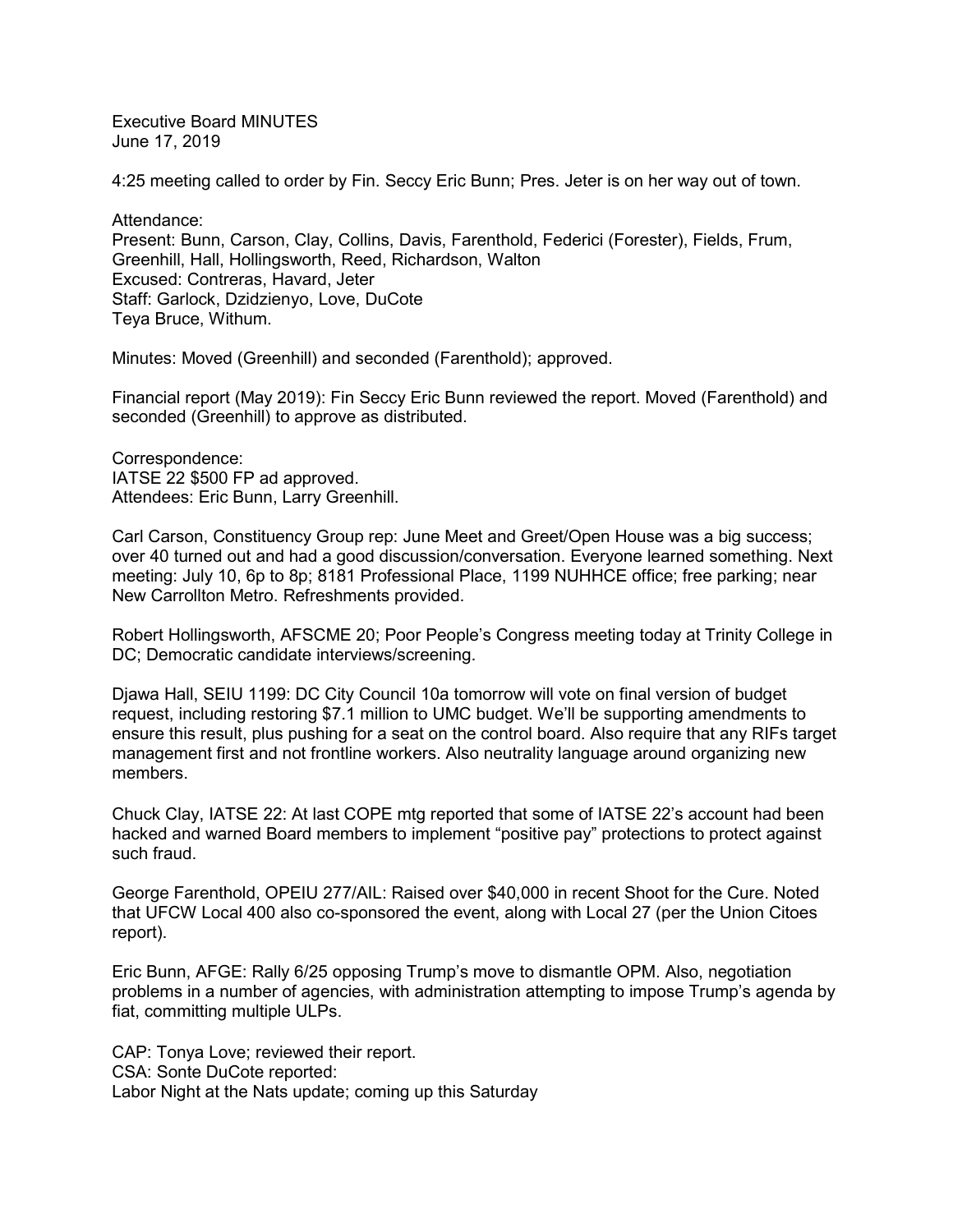Executive Board MINUTES
June 17, 2019

4:25 meeting called to order by Fin. Seccy Eric Bunn; Pres. Jeter is on her way out of town.

Attendance:
Present: Bunn, Carson, Clay, Collins, Davis, Farenthold, Federici (Forester), Fields, Frum, Greenhill, Hall, Hollingsworth, Reed, Richardson, Walton
Excused: Contreras, Havard, Jeter
Staff: Garlock, Dzidzienyo, Love, DuCote
Teya Bruce, Withum.

Minutes: Moved (Greenhill) and seconded (Farenthold); approved.

Financial report (May 2019): Fin Seccy Eric Bunn reviewed the report. Moved (Farenthold) and seconded (Greenhill) to approve as distributed.

Correspondence:
IATSE 22 $500 FP ad approved.
Attendees: Eric Bunn, Larry Greenhill.

Carl Carson, Constituency Group rep: June Meet and Greet/Open House was a big success; over 40 turned out and had a good discussion/conversation. Everyone learned something. Next meeting: July 10, 6p to 8p; 8181 Professional Place, 1199 NUHHCE office; free parking; near New Carrollton Metro. Refreshments provided.

Robert Hollingsworth, AFSCME 20; Poor People's Congress meeting today at Trinity College in DC; Democratic candidate interviews/screening.

Djawa Hall, SEIU 1199: DC City Council 10a tomorrow will vote on final version of budget request, including restoring $7.1 million to UMC budget. We'll be supporting amendments to ensure this result, plus pushing for a seat on the control board. Also require that any RIFs target management first and not frontline workers. Also neutrality language around organizing new members.

Chuck Clay, IATSE 22: At last COPE mtg reported that some of IATSE 22's account had been hacked and warned Board members to implement "positive pay" protections to protect against such fraud.

George Farenthold, OPEIU 277/AIL: Raised over $40,000 in recent Shoot for the Cure. Noted that UFCW Local 400 also co-sponsored the event, along with Local 27 (per the Union Citoes report).

Eric Bunn, AFGE: Rally 6/25 opposing Trump's move to dismantle OPM. Also, negotiation problems in a number of agencies, with administration attempting to impose Trump's agenda by fiat, committing multiple ULPs.

CAP: Tonya Love; reviewed their report.
CSA: Sonte DuCote reported:
Labor Night at the Nats update; coming up this Saturday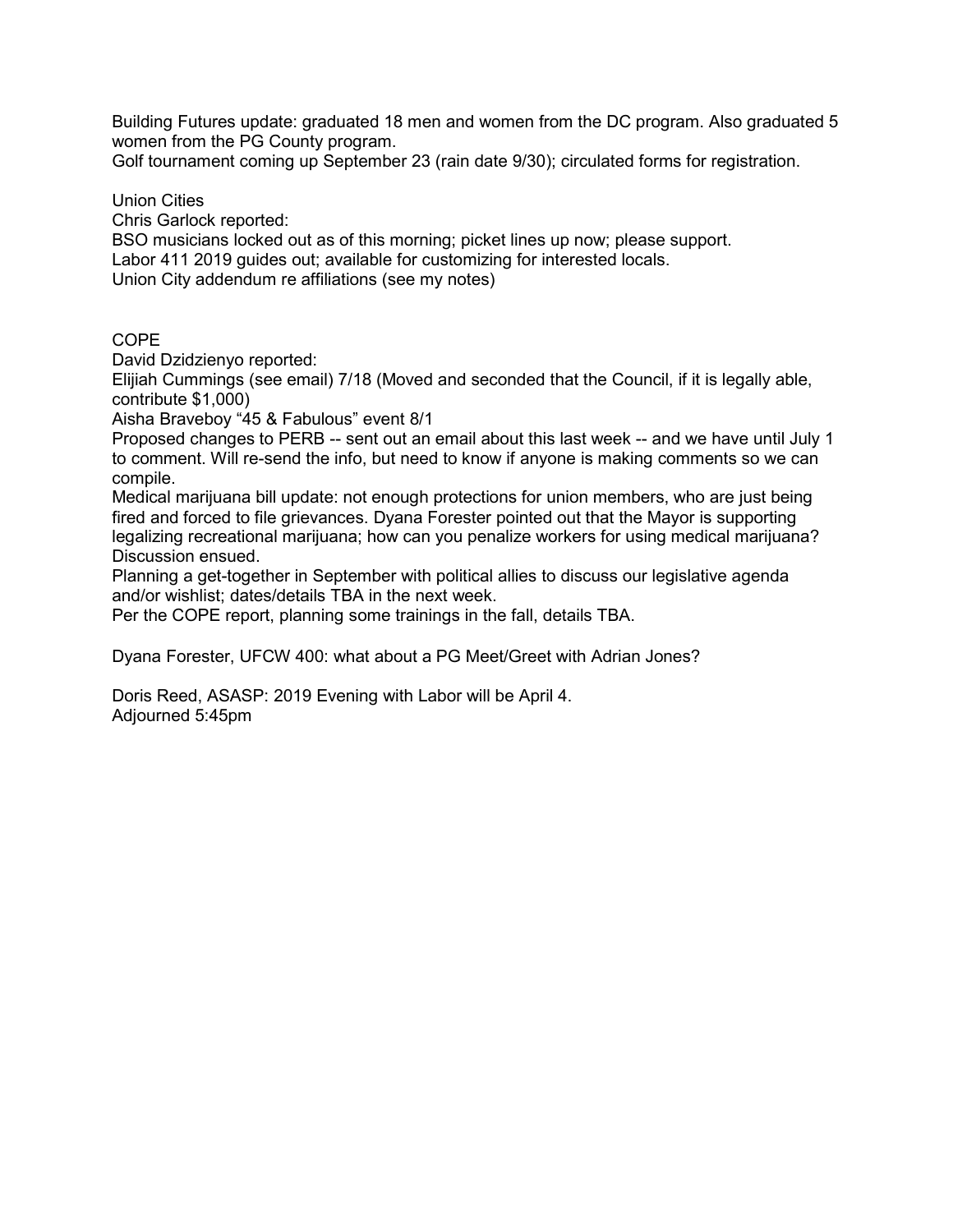Building Futures update: graduated 18 men and women from the DC program. Also graduated 5 women from the PG County program.
Golf tournament coming up September 23 (rain date 9/30); circulated forms for registration.

Union Cities
Chris Garlock reported:
BSO musicians locked out as of this morning; picket lines up now; please support.
Labor 411 2019 guides out; available for customizing for interested locals.
Union City addendum re affiliations (see my notes)

COPE
David Dzidzienyo reported:
Elijiah Cummings (see email) 7/18 (Moved and seconded that the Council, if it is legally able, contribute $1,000)
Aisha Braveboy "45 & Fabulous" event 8/1
Proposed changes to PERB -- sent out an email about this last week -- and we have until July 1 to comment. Will re-send the info, but need to know if anyone is making comments so we can compile.
Medical marijuana bill update: not enough protections for union members, who are just being fired and forced to file grievances. Dyana Forester pointed out that the Mayor is supporting legalizing recreational marijuana; how can you penalize workers for using medical marijuana? Discussion ensued.
Planning a get-together in September with political allies to discuss our legislative agenda and/or wishlist; dates/details TBA in the next week.
Per the COPE report, planning some trainings in the fall, details TBA.

Dyana Forester, UFCW 400: what about a PG Meet/Greet with Adrian Jones?

Doris Reed, ASASP: 2019 Evening with Labor will be April 4.
Adjourned 5:45pm